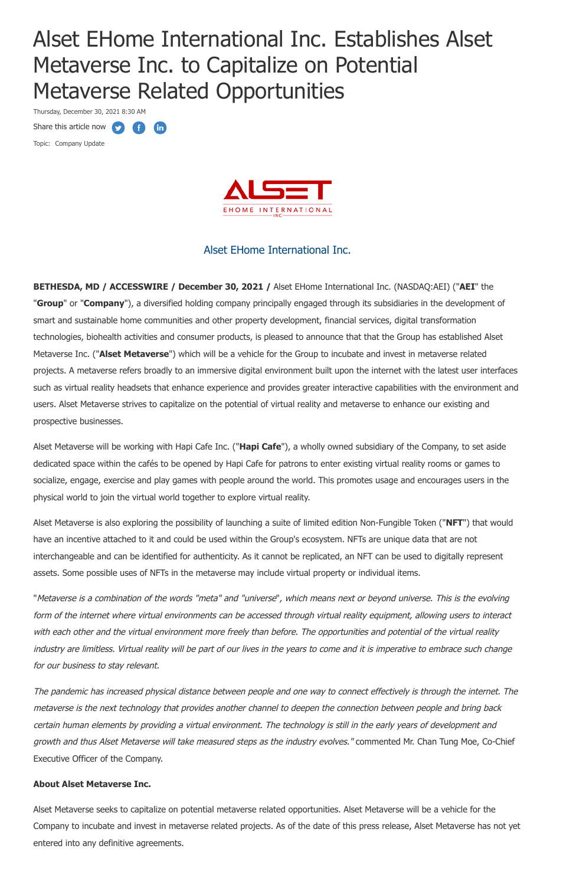# Alset EHome International Inc. Establishes Alset Metaverse Inc. to Capitalize on Potential Metaverse Related Opportunities

Thursday, December 30, 2021 8:30 AM

Share this article now

Topic: Company Update

Alset EHome International Inc.

**BETHESDA, MD / ACCESSWIRE / December 30, 2021 /** Alset EHome International Inc. (NASDAQ:AEI) ("**AEI**" the "**Group**" or "**Company**"), a diversified holding company principally engaged through its subsidiaries in the development of smart and sustainable home communities and other property development, financial services, digital transformation technologies, biohealth activities and consumer products, is pleased to announce that that the Group has established Alset Metaverse Inc. ("**Alset Metaverse**") which will be a vehicle for the Group to incubate and invest in metaverse related projects. A metaverse refers broadly to an immersive digital environment built upon the internet with the latest user interfaces such as virtual reality headsets that enhance experience and provides greater interactive capabilities with the environment and users. Alset Metaverse strives to capitalize on the potential of virtual reality and metaverse to enhance our existing and prospective businesses.

Alset Metaverse will be working with Hapi Cafe Inc. ("**Hapi Cafe**"), a wholly owned subsidiary of the Company, to set aside dedicated space within the cafés to be opened by Hapi Cafe for patrons to enter existing virtual reality rooms or games to socialize, engage, exercise and play games with people around the world. This promotes usage and encourages users in the physical world to join the virtual world together to explore virtual reality.

Alset Metaverse is also exploring the possibility of launching a suite of limited edition Non-Fungible Token ("**NFT**") that would have an incentive attached to it and could be used within the Group's ecosystem. NFTs are unique data that are not interchangeable and can be identified for authenticity. As it cannot be replicated, an NFT can be used to digitally represent assets. Some possible uses of NFTs in the metaverse may include virtual property or individual items.

"*Metaverse is a combination of the words "meta" and "universe", which means next or beyond universe. This is the evolving form of the internet where virtual environments can be accessed through virtual reality equipment, allowing users to interact with each other and the virtual environment more freely than before. The opportunities and potential of the virtual reality industry are limitless. Virtual reality will be part of our lives in the years to come and it is imperative to embrace such change for our business to stay relevant.*

*The pandemic has increased physical distance between people and one way to connect effectively is through the internet. The metaverse is the next technology that provides another channel to deepen the connection between people and bring back certain human elements by providing a virtual environment. The technology is still in the early years of development and growth and thus Alset Metaverse will take measured steps as the industry evolves."* commented Mr. Chan Tung Moe, Co-Chief Executive Officer of the Company.

**About Alset Metaverse Inc.**

Alset Metaverse seeks to capitalize on potential metaverse related opportunities. Alset Metaverse will be a vehicle for the Company to incubate and invest in metaverse related projects. As of the date of this press release, Alset Metaverse has not yet entered into any definitive agreements.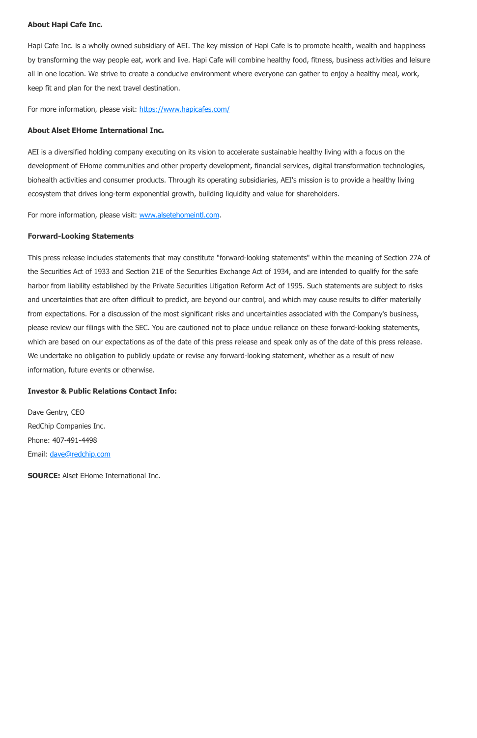**About Hapi Cafe Inc.**

Hapi Cafe Inc. is a wholly owned subsidiary of AEI. The key mission of Hapi Cafe is to promote health, wealth and happiness by transforming the way people eat, work and live. Hapi Cafe will combine healthy food, fitness, business activities and leisure all in one location. We strive to create a conducive environment where everyone can gather to enjoy a healthy meal, work, keep fit and plan for the next travel destination.

For more information, please visit: https://www.hapicafes.com/

**About Alset EHome International Inc.**

AEI is a diversified holding company executing on its vision to accelerate sustainable healthy living with a focus on the development of EHome communities and other property development, financial services, digital transformation technologies, biohealth activities and consumer products. Through its operating subsidiaries, AEI's mission is to provide a healthy living ecosystem that drives long-term exponential growth, building liquidity and value for shareholders.

For more information, please visit: www.alsetehomeintl.com.

**Forward-Looking Statements**

This press release includes statements that may constitute "forward-looking statements" within the meaning of Section 27A of the Securities Act of 1933 and Section 21E of the Securities Exchange Act of 1934, and are intended to qualify for the safe harbor from liability established by the Private Securities Litigation Reform Act of 1995. Such statements are subject to risks and uncertainties that are often difficult to predict, are beyond our control, and which may cause results to differ materially from expectations. For a discussion of the most significant risks and uncertainties associated with the Company's business, please review our filings with the SEC. You are cautioned not to place undue reliance on these forward-looking statements, which are based on our expectations as of the date of this press release and speak only as of the date of this press release. We undertake no obligation to publicly update or revise any forward-looking statement, whether as a result of new information, future events or otherwise.

**Investor & Public Relations Contact Info:**

Dave Gentry, CEO
RedChip Companies Inc.
Phone: 407-491-4498
Email: dave@redchip.com

**SOURCE:** Alset EHome International Inc.